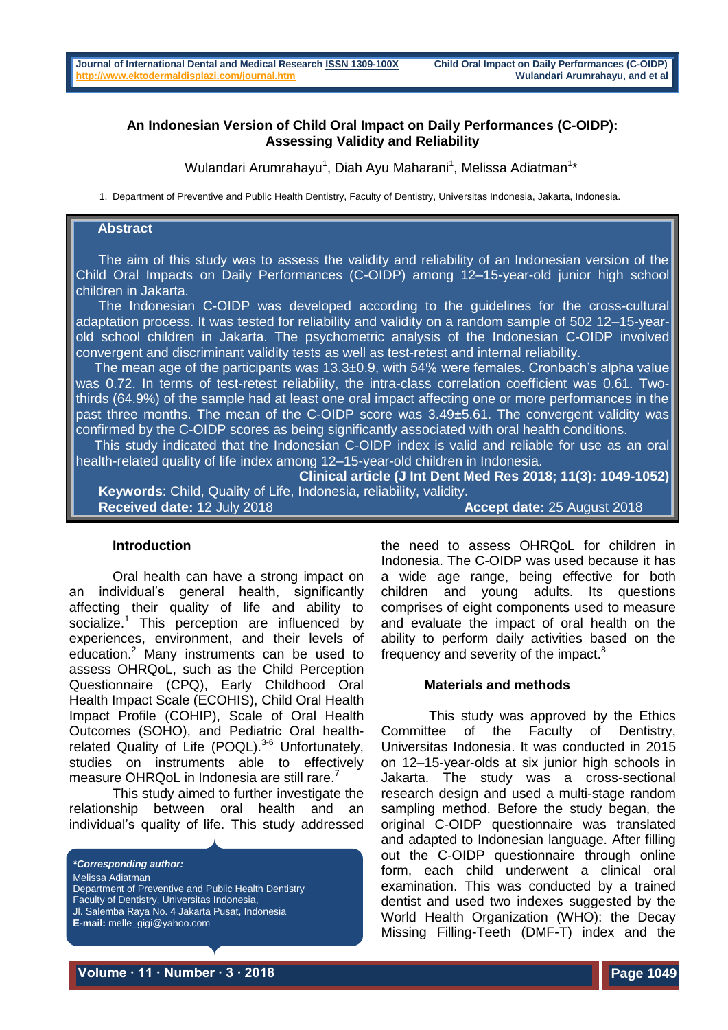# An Indonesian Version of Child Oral Impact on Daily Performances (C-OIDP): Assessing Validity and Reliability

Wulandari Arumrahayu[1], Diah Ayu Maharani[1], Melissa Adiatman[1]*

1. Department of Preventive and Public Health Dentistry, Faculty of Dentistry, Universitas Indonesia, Jakarta, Indonesia.

## Abstract

The aim of this study was to assess the validity and reliability of an Indonesian version of the Child Oral Impacts on Daily Performances (C-OIDP) among 12–15-year-old junior high school children in Jakarta.

The Indonesian C-OIDP was developed according to the guidelines for the cross-cultural adaptation process. It was tested for reliability and validity on a random sample of 502 12–15-year-old school children in Jakarta. The psychometric analysis of the Indonesian C-OIDP involved convergent and discriminant validity tests as well as test-retest and internal reliability.

The mean age of the participants was 13.3±0.9, with 54% were females. Cronbach's alpha value was 0.72. In terms of test-retest reliability, the intra-class correlation coefficient was 0.61. Two-thirds (64.9%) of the sample had at least one oral impact affecting one or more performances in the past three months. The mean of the C-OIDP score was 3.49±5.61. The convergent validity was confirmed by the C-OIDP scores as being significantly associated with oral health conditions.

This study indicated that the Indonesian C-OIDP index is valid and reliable for use as an oral health-related quality of life index among 12–15-year-old children in Indonesia.

**Clinical article (J Int Dent Med Res 2018; 11(3): 1049-1052)**

**Keywords**: Child, Quality of Life, Indonesia, reliability, validity.

**Received date:** 12 July 2018 **Accept date:** 25 August 2018

## Introduction

Oral health can have a strong impact on an individual's general health, significantly affecting their quality of life and ability to socialize.[1] This perception are influenced by experiences, environment, and their levels of education.[2] Many instruments can be used to assess OHRQoL, such as the Child Perception Questionnaire (CPQ), Early Childhood Oral Health Impact Scale (ECOHIS), Child Oral Health Impact Profile (COHIP), Scale of Oral Health Outcomes (SOHO), and Pediatric Oral health-related Quality of Life (POQL).[3-6] Unfortunately, studies on instruments able to effectively measure OHRQoL in Indonesia are still rare.[7]

This study aimed to further investigate the relationship between oral health and an individual's quality of life. This study addressed the need to assess OHRQoL for children in Indonesia. The C-OIDP was used because it has a wide age range, being effective for both children and young adults. Its questions comprises of eight components used to measure and evaluate the impact of oral health on the ability to perform daily activities based on the frequency and severity of the impact.[8]

*__Corresponding author:__*
Melissa Adiatman
Department of Preventive and Public Health Dentistry
Faculty of Dentistry, Universitas Indonesia,
Jl. Salemba Raya No. 4 Jakarta Pusat, Indonesia
**E-mail:** melle_gigi@yahoo.com

## Materials and methods

This study was approved by the Ethics Committee of the Faculty of Dentistry, Universitas Indonesia. It was conducted in 2015 on 12–15-year-olds at six junior high schools in Jakarta. The study was a cross-sectional research design and used a multi-stage random sampling method. Before the study began, the original C-OIDP questionnaire was translated and adapted to Indonesian language. After filling out the C-OIDP questionnaire through online form, each child underwent a clinical oral examination. This was conducted by a trained dentist and used two indexes suggested by the World Health Organization (WHO): the Decay Missing Filling-Teeth (DMF-T) index and the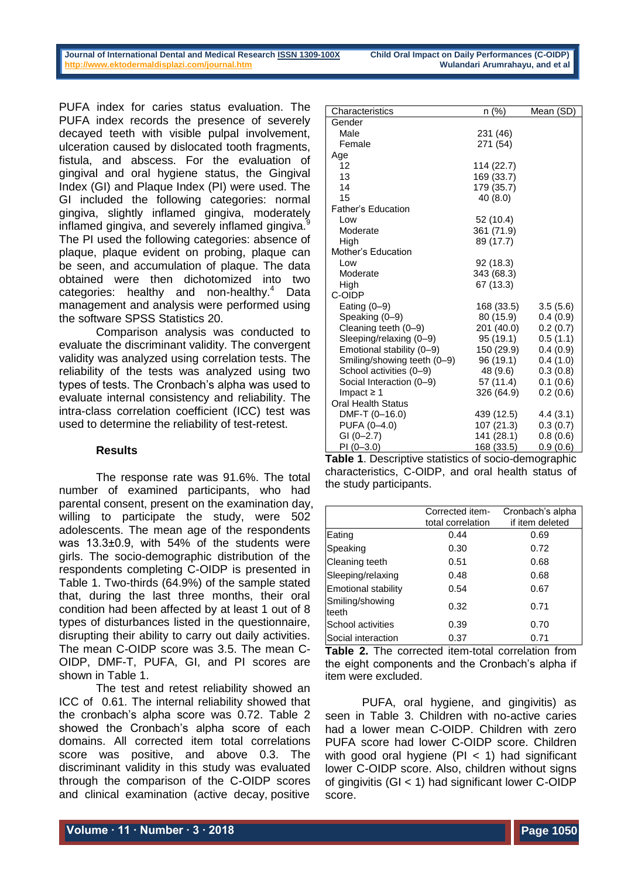PUFA index for caries status evaluation. The PUFA index records the presence of severely decayed teeth with visible pulpal involvement, ulceration caused by dislocated tooth fragments, fistula, and abscess. For the evaluation of gingival and oral hygiene status, the Gingival Index (GI) and Plaque Index (PI) were used. The GI included the following categories: normal gingiva, slightly inflamed gingiva, moderately inflamed gingiva, and severely inflamed gingiva.[9] The PI used the following categories: absence of plaque, plaque evident on probing, plaque can be seen, and accumulation of plaque. The data obtained were then dichotomized into two categories: healthy and non-healthy.[4] Data management and analysis were performed using the software SPSS Statistics 20.

Comparison analysis was conducted to evaluate the discriminant validity. The convergent validity was analyzed using correlation tests. The reliability of the tests was analyzed using two types of tests. The Cronbach's alpha was used to evaluate internal consistency and reliability. The intra-class correlation coefficient (ICC) test was used to determine the reliability of test-retest.

### Results

The response rate was 91.6%. The total number of examined participants, who had parental consent, present on the examination day, willing to participate the study, were 502 adolescents. The mean age of the respondents was 13.3±0.9, with 54% of the students were girls. The socio-demographic distribution of the respondents completing C-OIDP is presented in Table 1. Two-thirds (64.9%) of the sample stated that, during the last three months, their oral condition had been affected by at least 1 out of 8 types of disturbances listed in the questionnaire, disrupting their ability to carry out daily activities. The mean C-OIDP score was 3.5. The mean C-OIDP, DMF-T, PUFA, GI, and PI scores are shown in Table 1.

The test and retest reliability showed an ICC of 0.61. The internal reliability showed that the cronbach's alpha score was 0.72. Table 2 showed the Cronbach's alpha score of each domains. All corrected item total correlations score was positive, and above 0.3. The discriminant validity in this study was evaluated through the comparison of the C-OIDP scores and clinical examination (active decay, positive PUFA, oral hygiene, and gingivitis) as seen in Table 3. Children with no-active caries had a lower mean C-OIDP. Children with zero PUFA score had lower C-OIDP score. Children with good oral hygiene (PI < 1) had significant lower C-OIDP score. Also, children without signs of gingivitis (GI < 1) had significant lower C-OIDP score.

| Characteristics | n (%) | Mean (SD) |
|---|---|---|
| Gender | | |
| Male | 231 (46) | |
| Female | 271 (54) | |
| Age | | |
| 12 | 114 (22.7) | |
| 13 | 169 (33.7) | |
| 14 | 179 (35.7) | |
| 15 | 40 (8.0) | |
| Father's Education | | |
| Low | 52 (10.4) | |
| Moderate | 361 (71.9) | |
| High | 89 (17.7) | |
| Mother's Education | | |
| Low | 92 (18.3) | |
| Moderate | 343 (68.3) | |
| High | 67 (13.3) | |
| C-OIDP | | |
| Eating (0–9) | 168 (33.5) | 3.5 (5.6) |
| Speaking (0–9) | 80 (15.9) | 0.4 (0.9) |
| Cleaning teeth (0–9) | 201 (40.0) | 0.2 (0.7) |
| Sleeping/relaxing (0–9) | 95 (19.1) | 0.5 (1.1) |
| Emotional stability (0–9) | 150 (29.9) | 0.4 (0.9) |
| Smiling/showing teeth (0–9) | 96 (19.1) | 0.4 (1.0) |
| School activities (0–9) | 48 (9.6) | 0.3 (0.8) |
| Social Interaction (0–9) | 57 (11.4) | 0.1 (0.6) |
| Impact ≥ 1 | 326 (64.9) | 0.2 (0.6) |
| Oral Health Status | | |
| DMF-T (0–16.0) | 439 (12.5) | 4.4 (3.1) |
| PUFA (0–4.0) | 107 (21.3) | 0.3 (0.7) |
| GI (0–2.7) | 141 (28.1) | 0.8 (0.6) |
| PI (0–3.0) | 168 (33.5) | 0.9 (0.6) |

**Table 1**. Descriptive statistics of socio-demographic characteristics, C-OIDP, and oral health status of the study participants.

| | Corrected item-total correlation | Cronbach's alpha if item deleted |
|---|---|---|
| Eating | 0.44 | 0.69 |
| Speaking | 0.30 | 0.72 |
| Cleaning teeth | 0.51 | 0.68 |
| Sleeping/relaxing | 0.48 | 0.68 |
| Emotional stability | 0.54 | 0.67 |
| Smiling/showing teeth | 0.32 | 0.71 |
| School activities | 0.39 | 0.70 |
| Social interaction | 0.37 | 0.71 |

**Table 2.** The corrected item-total correlation from the eight components and the Cronbach's alpha if item were excluded.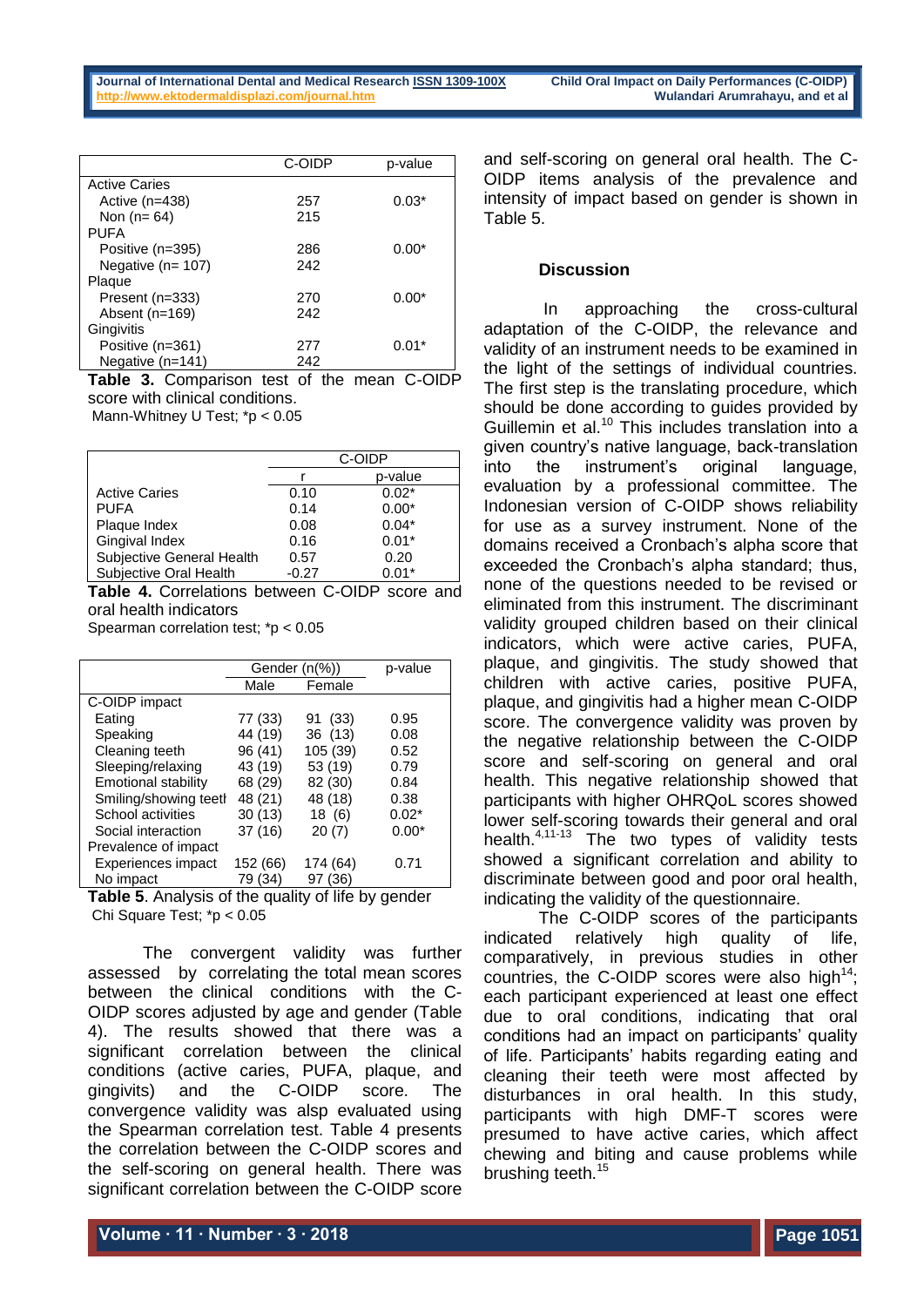| | C-OIDP | p-value |
|---|---|---|
| Active Caries | | |
| Active (n=438) | 257 | 0.03* |
| Non (n= 64) | 215 | |
| PUFA | | |
| Positive (n=395) | 286 | 0.00* |
| Negative (n= 107) | 242 | |
| Plaque | | |
| Present (n=333) | 270 | 0.00* |
| Absent (n=169) | 242 | |
| Gingivitis | | |
| Positive (n=361) | 277 | 0.01* |
| Negative (n=141) | 242 | |

**Table 3.** Comparison test of the mean C-OIDP score with clinical conditions.
Mann-Whitney U Test; *p < 0.05

| | C-OIDP | |
|---|---|---|
| | r | p-value |
| Active Caries | 0.10 | 0.02* |
| PUFA | 0.14 | 0.00* |
| Plaque Index | 0.08 | 0.04* |
| Gingival Index | 0.16 | 0.01* |
| Subjective General Health | 0.57 | 0.20 |
| Subjective Oral Health | -0.27 | 0.01* |

**Table 4.** Correlations between C-OIDP score and oral health indicators
Spearman correlation test; *p < 0.05

| | Gender (n(%)) | | p-value |
|---|---|---|---|
| | Male | Female | |
| C-OIDP impact | | | |
| Eating | 77 (33) | 91 (33) | 0.95 |
| Speaking | 44 (19) | 36 (13) | 0.08 |
| Cleaning teeth | 96 (41) | 105 (39) | 0.52 |
| Sleeping/relaxing | 43 (19) | 53 (19) | 0.79 |
| Emotional stability | 68 (29) | 82 (30) | 0.84 |
| Smiling/showing teeth | 48 (21) | 48 (18) | 0.38 |
| School activities | 30 (13) | 18 (6) | 0.02* |
| Social interaction | 37 (16) | 20 (7) | 0.00* |
| Prevalence of impact | | | |
| Experiences impact | 152 (66) | 174 (64) | 0.71 |
| No impact | 79 (34) | 97 (36) | |

**Table 5**. Analysis of the quality of life by gender
Chi Square Test; *p < 0.05

The convergent validity was further assessed by correlating the total mean scores between the clinical conditions with the C-OIDP scores adjusted by age and gender (Table 4). The results showed that there was a significant correlation between the clinical conditions (active caries, PUFA, plaque, and gingivits) and the C-OIDP score. The convergence validity was alsp evaluated using the Spearman correlation test. Table 4 presents the correlation between the C-OIDP scores and the self-scoring on general health. There was significant correlation between the C-OIDP score and self-scoring on general oral health. The C-OIDP items analysis of the prevalence and intensity of impact based on gender is shown in Table 5.

## Discussion

In approaching the cross-cultural adaptation of the C-OIDP, the relevance and validity of an instrument needs to be examined in the light of the settings of individual countries. The first step is the translating procedure, which should be done according to guides provided by Guillemin et al.[10] This includes translation into a given country's native language, back-translation into the instrument's original language, evaluation by a professional committee. The Indonesian version of C-OIDP shows reliability for use as a survey instrument. None of the domains received a Cronbach's alpha score that exceeded the Cronbach's alpha standard; thus, none of the questions needed to be revised or eliminated from this instrument. The discriminant validity grouped children based on their clinical indicators, which were active caries, PUFA, plaque, and gingivitis. The study showed that children with active caries, positive PUFA, plaque, and gingivitis had a higher mean C-OIDP score. The convergence validity was proven by the negative relationship between the C-OIDP score and self-scoring on general and oral health. This negative relationship showed that participants with higher OHRQoL scores showed lower self-scoring towards their general and oral health.[4,11-13] The two types of validity tests showed a significant correlation and ability to discriminate between good and poor oral health, indicating the validity of the questionnaire.

The C-OIDP scores of the participants indicated relatively high quality of life, comparatively, in previous studies in other countries, the C-OIDP scores were also high[14]; each participant experienced at least one effect due to oral conditions, indicating that oral conditions had an impact on participants' quality of life. Participants' habits regarding eating and cleaning their teeth were most affected by disturbances in oral health. In this study, participants with high DMF-T scores were presumed to have active caries, which affect chewing and biting and cause problems while brushing teeth.[15]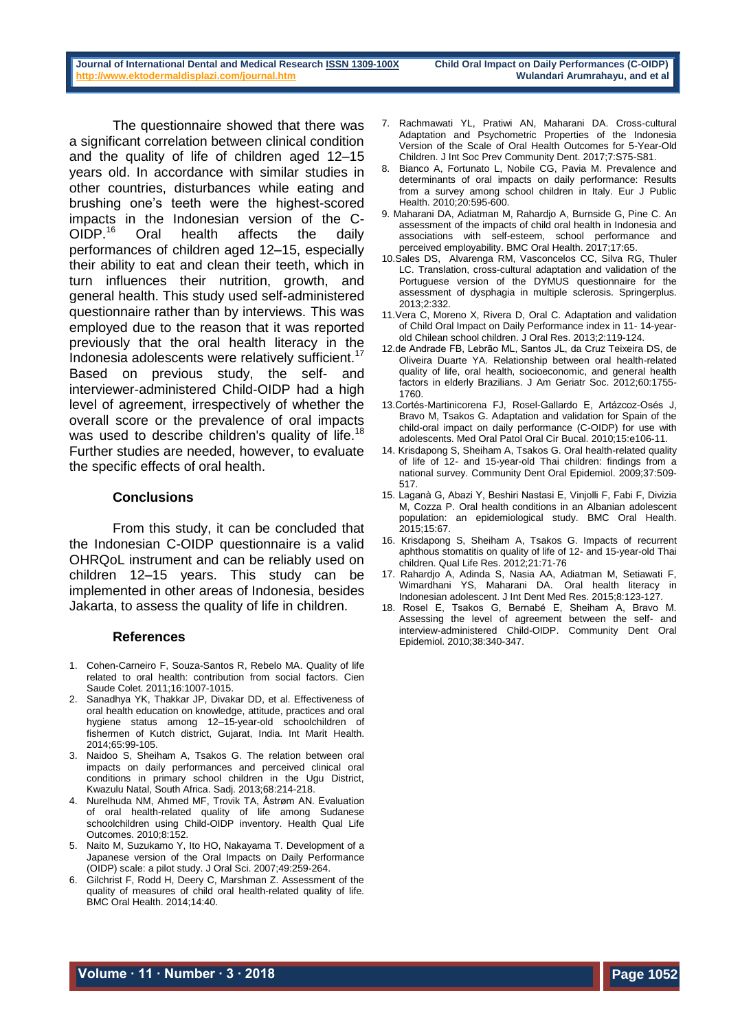The questionnaire showed that there was a significant correlation between clinical condition and the quality of life of children aged 12–15 years old. In accordance with similar studies in other countries, disturbances while eating and brushing one's teeth were the highest-scored impacts in the Indonesian version of the C-OIDP.[16] Oral health affects the daily performances of children aged 12–15, especially their ability to eat and clean their teeth, which in turn influences their nutrition, growth, and general health. This study used self-administered questionnaire rather than by interviews. This was employed due to the reason that it was reported previously that the oral health literacy in the Indonesia adolescents were relatively sufficient.[17] Based on previous study, the self- and interviewer-administered Child-OIDP had a high level of agreement, irrespectively of whether the overall score or the prevalence of oral impacts was used to describe children's quality of life.[18] Further studies are needed, however, to evaluate the specific effects of oral health.

## Conclusions

From this study, it can be concluded that the Indonesian C-OIDP questionnaire is a valid OHRQoL instrument and can be reliably used on children 12–15 years. This study can be implemented in other areas of Indonesia, besides Jakarta, to assess the quality of life in children.

## References

1. Cohen-Carneiro F, Souza-Santos R, Rebelo MA. Quality of life related to oral health: contribution from social factors. Cien Saude Colet. 2011;16:1007-1015.
2. Sanadhya YK, Thakkar JP, Divakar DD, et al. Effectiveness of oral health education on knowledge, attitude, practices and oral hygiene status among 12–15-year-old schoolchildren of fishermen of Kutch district, Gujarat, India. Int Marit Health. 2014;65:99-105.
3. Naidoo S, Sheiham A, Tsakos G. The relation between oral impacts on daily performances and perceived clinical oral conditions in primary school children in the Ugu District, Kwazulu Natal, South Africa. Sadj. 2013;68:214-218.
4. Nurelhuda NM, Ahmed MF, Trovik TA, Åstrøm AN. Evaluation of oral health-related quality of life among Sudanese schoolchildren using Child-OIDP inventory. Health Qual Life Outcomes. 2010;8:152.
5. Naito M, Suzukamo Y, Ito HO, Nakayama T. Development of a Japanese version of the Oral Impacts on Daily Performance (OIDP) scale: a pilot study. J Oral Sci. 2007;49:259-264.
6. Gilchrist F, Rodd H, Deery C, Marshman Z. Assessment of the quality of measures of child oral health-related quality of life. BMC Oral Health. 2014;14:40.
7. Rachmawati YL, Pratiwi AN, Maharani DA. Cross-cultural Adaptation and Psychometric Properties of the Indonesia Version of the Scale of Oral Health Outcomes for 5-Year-Old Children. J Int Soc Prev Community Dent. 2017;7:S75-S81.
8. Bianco A, Fortunato L, Nobile CG, Pavia M. Prevalence and determinants of oral impacts on daily performance: Results from a survey among school children in Italy. Eur J Public Health. 2010;20:595-600.
9. Maharani DA, Adiatman M, Rahardjo A, Burnside G, Pine C. An assessment of the impacts of child oral health in Indonesia and associations with self-esteem, school performance and perceived employability. BMC Oral Health. 2017;17:65.
10. Sales DS, Alvarenga RM, Vasconcelos CC, Silva RG, Thuler LC. Translation, cross-cultural adaptation and validation of the Portuguese version of the DYMUS questionnaire for the assessment of dysphagia in multiple sclerosis. Springerplus. 2013;2:332.
11. Vera C, Moreno X, Rivera D, Oral C. Adaptation and validation of Child Oral Impact on Daily Performance index in 11- 14-year-old Chilean school children. J Oral Res. 2013;2:119-124.
12. de Andrade FB, Lebrão ML, Santos JL, da Cruz Teixeira DS, de Oliveira Duarte YA. Relationship between oral health-related quality of life, oral health, socioeconomic, and general health factors in elderly Brazilians. J Am Geriatr Soc. 2012;60:1755-1760.
13. Cortés-Martinicorena FJ, Rosel-Gallardo E, Artázcoz-Osés J, Bravo M, Tsakos G. Adaptation and validation for Spain of the child-oral impact on daily performance (C-OIDP) for use with adolescents. Med Oral Patol Oral Cir Bucal. 2010;15:e106-11.
14. Krisdapong S, Sheiham A, Tsakos G. Oral health-related quality of life of 12- and 15-year-old Thai children: findings from a national survey. Community Dent Oral Epidemiol. 2009;37:509-517.
15. Laganà G, Abazi Y, Beshiri Nastasi E, Vinjolli F, Fabi F, Divizia M, Cozza P. Oral health conditions in an Albanian adolescent population: an epidemiological study. BMC Oral Health. 2015;15:67.
16. Krisdapong S, Sheiham A, Tsakos G. Impacts of recurrent aphthous stomatitis on quality of life of 12- and 15-year-old Thai children. Qual Life Res. 2012;21:71-76
17. Rahardjo A, Adinda S, Nasia AA, Adiatman M, Setiawati F, Wimardhani YS, Maharani DA. Oral health literacy in Indonesian adolescent. J Int Dent Med Res. 2015;8:123-127.
18. Rosel E, Tsakos G, Bernabé E, Sheiham A, Bravo M. Assessing the level of agreement between the self- and interview-administered Child-OIDP. Community Dent Oral Epidemiol. 2010;38:340-347.